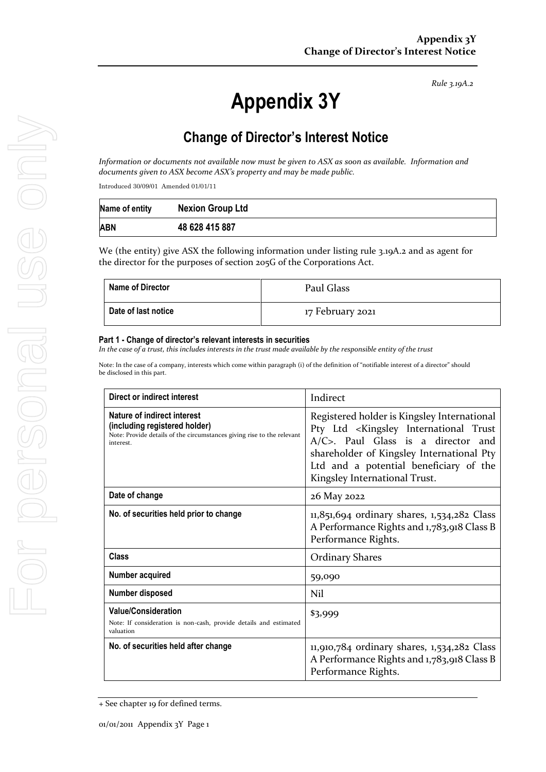*Rule 3.19A.2*

# Appendix 3Y

## Change of Director's Interest Notice

*Information or documents not available now must be given to ASX as soon as available. Information and documents given to ASX become ASX's property and may be made public.*

Introduced 30/09/01 Amended 01/01/11

| | |
|---|---|
| **Name of entity** | **Nexion Group Ltd** |
| **ABN** | **48 628 415 887** |

We (the entity) give ASX the following information under listing rule 3.19A.2 and as agent for the director for the purposes of section 205G of the Corporations Act.

| | |
|---|---|
| **Name of Director** | Paul Glass |
| **Date of last notice** | 17 February 2021 |

**Part 1 - Change of director's relevant interests in securities**

*In the case of a trust, this includes interests in the trust made available by the responsible entity of the trust*

Note: In the case of a company, interests which come within paragraph (i) of the definition of "notifiable interest of a director" should be disclosed in this part.

| | |
|---|---|
| **Direct or indirect interest** | Indirect |
| **Nature of indirect interest (including registered holder)** Note: Provide details of the circumstances giving rise to the relevant interest. | Registered holder is Kingsley International Pty Ltd <Kingsley International Trust A/C>. Paul Glass is a director and shareholder of Kingsley International Pty Ltd and a potential beneficiary of the Kingsley International Trust. |
| **Date of change** | 26 May 2022 |
| **No. of securities held prior to change** | 11,851,694 ordinary shares, 1,534,282 Class A Performance Rights and 1,783,918 Class B Performance Rights. |
| **Class** | Ordinary Shares |
| **Number acquired** | 59,090 |
| **Number disposed** | Nil |
| **Value/Consideration** Note: If consideration is non-cash, provide details and estimated valuation | $3,999 |
| **No. of securities held after change** | 11,910,784 ordinary shares, 1,534,282 Class A Performance Rights and 1,783,918 Class B Performance Rights. |

+ See chapter 19 for defined terms.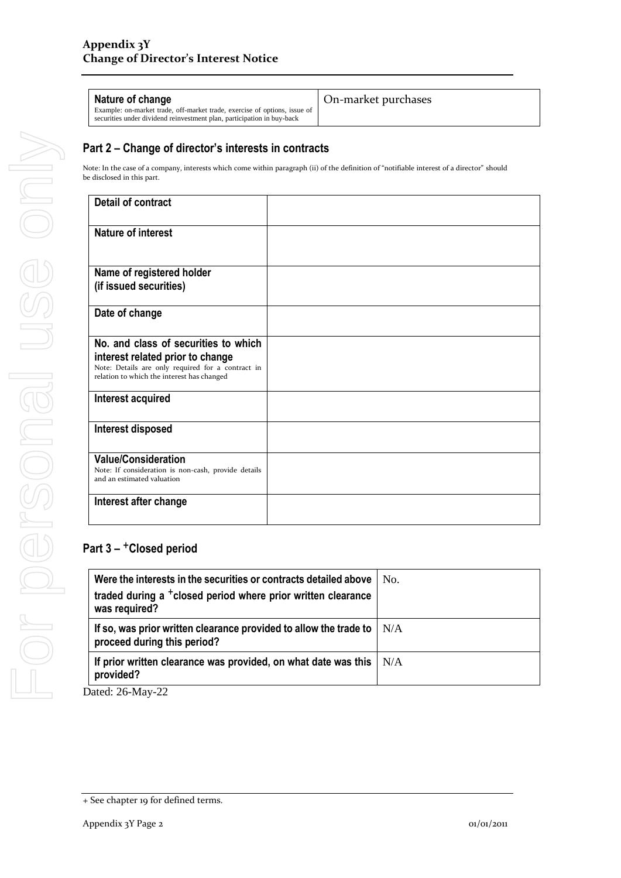| | |
|---|---|
| **Nature of change**<br>Example: on-market trade, off-market trade, exercise of options, issue of securities under dividend reinvestment plan, participation in buy-back | On-market purchases |

## Part 2 – Change of director's interests in contracts

Note: In the case of a company, interests which come within paragraph (ii) of the definition of "notifiable interest of a director" should be disclosed in this part.

| | |
|---|---|
| **Detail of contract** | |
| **Nature of interest** | |
| **Name of registered holder (if issued securities)** | |
| **Date of change** | |
| **No. and class of securities to which interest related prior to change**<br>Note: Details are only required for a contract in relation to which the interest has changed | |
| **Interest acquired** | |
| **Interest disposed** | |
| **Value/Consideration**<br>Note: If consideration is non-cash, provide details and an estimated valuation | |
| **Interest after change** | |

## Part 3 – +Closed period

| | |
|---|---|
| **Were the interests in the securities or contracts detailed above traded during a +closed period where prior written clearance was required?** | No. |
| **If so, was prior written clearance provided to allow the trade to proceed during this period?** | N/A |
| **If prior written clearance was provided, on what date was this provided?** | N/A |

Dated: 26-May-22

+ See chapter 19 for defined terms.